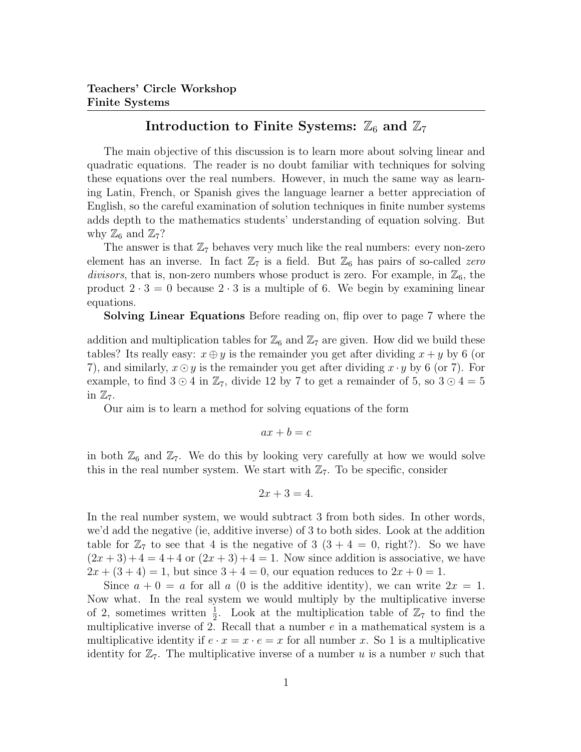**Teachers' Circle Workshop**
**Finite Systems**

# Introduction to Finite Systems: $\mathbb{Z}_6$ and $\mathbb{Z}_7$

The main objective of this discussion is to learn more about solving linear and quadratic equations. The reader is no doubt familiar with techniques for solving these equations over the real numbers. However, in much the same way as learning Latin, French, or Spanish gives the language learner a better appreciation of English, so the careful examination of solution techniques in finite number systems adds depth to the mathematics students' understanding of equation solving. But why $\mathbb{Z}_6$ and $\mathbb{Z}_7$?

The answer is that $\mathbb{Z}_7$ behaves very much like the real numbers: every non-zero element has an inverse. In fact $\mathbb{Z}_7$ is a field. But $\mathbb{Z}_6$ has pairs of so-called *zero divisors*, that is, non-zero numbers whose product is zero. For example, in $\mathbb{Z}_6$, the product $2 \cdot 3 = 0$ because $2 \cdot 3$ is a multiple of 6. We begin by examining linear equations.

**Solving Linear Equations** Before reading on, flip over to page 7 where the addition and multiplication tables for $\mathbb{Z}_6$ and $\mathbb{Z}_7$ are given. How did we build these tables? Its really easy: $x \oplus y$ is the remainder you get after dividing $x + y$ by 6 (or 7), and similarly, $x \odot y$ is the remainder you get after dividing $x \cdot y$ by 6 (or 7). For example, to find $3 \odot 4$ in $\mathbb{Z}_7$, divide 12 by 7 to get a remainder of 5, so $3 \odot 4 = 5$ in $\mathbb{Z}_7$.

Our aim is to learn a method for solving equations of the form

$$ax + b = c$$

in both $\mathbb{Z}_6$ and $\mathbb{Z}_7$. We do this by looking very carefully at how we would solve this in the real number system. We start with $\mathbb{Z}_7$. To be specific, consider

$$2x + 3 = 4.$$

In the real number system, we would subtract 3 from both sides. In other words, we'd add the negative (ie, additive inverse) of 3 to both sides. Look at the addition table for $\mathbb{Z}_7$ to see that 4 is the negative of 3 ($3 + 4 = 0$, right?). So we have $(2x + 3) + 4 = 4 + 4$ or $(2x + 3) + 4 = 1$. Now since addition is associative, we have $2x + (3 + 4) = 1$, but since $3 + 4 = 0$, our equation reduces to $2x + 0 = 1$.

Since $a + 0 = a$ for all $a$ (0 is the additive identity), we can write $2x = 1$. Now what. In the real system we would multiply by the multiplicative inverse of 2, sometimes written $\frac{1}{2}$. Look at the multiplication table of $\mathbb{Z}_7$ to find the multiplicative inverse of 2. Recall that a number $e$ in a mathematical system is a multiplicative identity if $e \cdot x = x \cdot e = x$ for all number $x$. So 1 is a multiplicative identity for $\mathbb{Z}_7$. The multiplicative inverse of a number $u$ is a number $v$ such that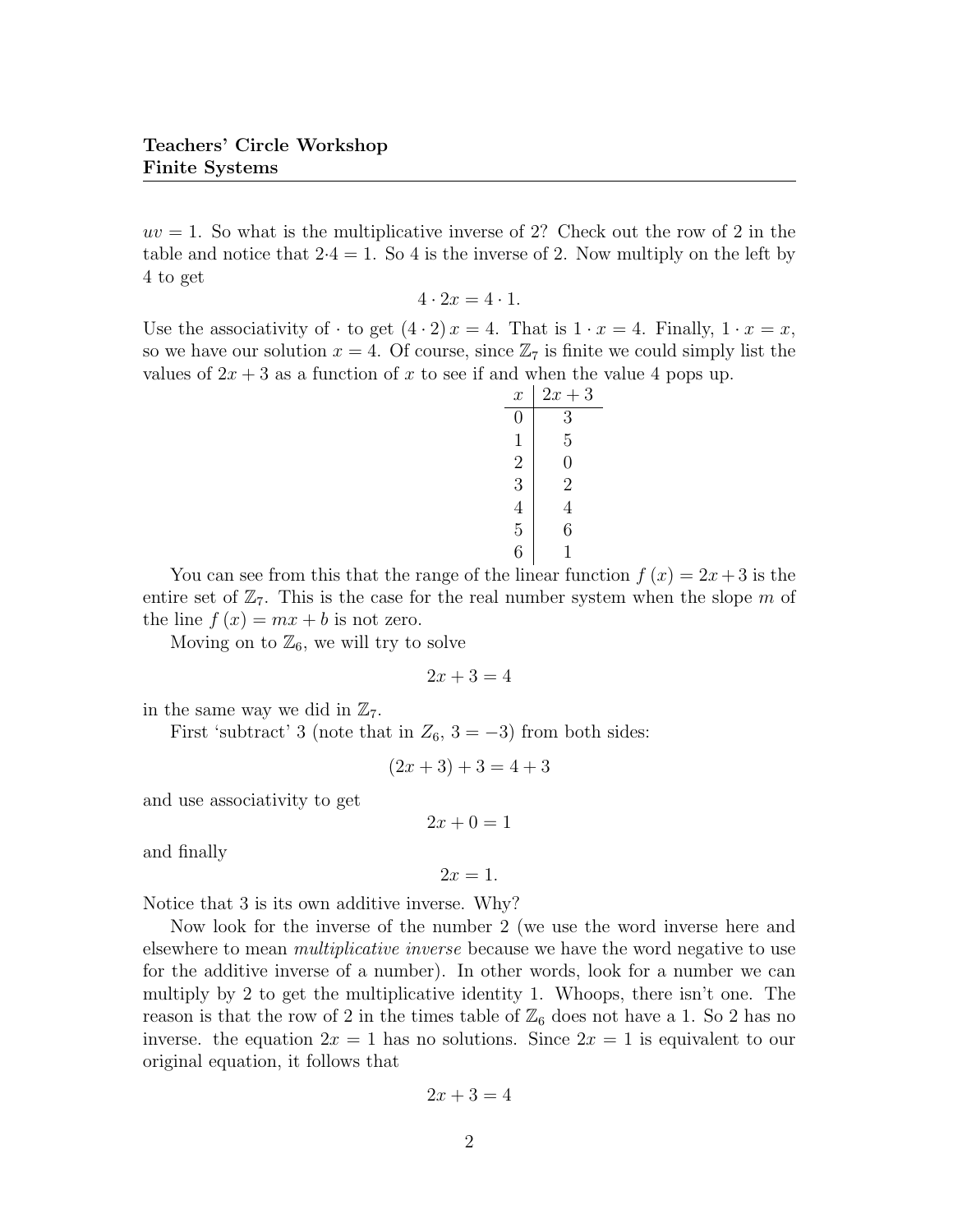$uv = 1$. So what is the multiplicative inverse of 2? Check out the row of 2 in the table and notice that $2 \cdot 4 = 1$. So 4 is the inverse of 2. Now multiply on the left by 4 to get

$$4 \cdot 2x = 4 \cdot 1.$$

Use the associativity of $\cdot$ to get $(4 \cdot 2)\, x = 4$. That is $1 \cdot x = 4$. Finally, $1 \cdot x = x$, so we have our solution $x = 4$. Of course, since $\mathbb{Z}_7$ is finite we could simply list the values of $2x + 3$ as a function of $x$ to see if and when the value 4 pops up.

| $x$ | $2x+3$ |
|---|---|
| 0 | 3 |
| 1 | 5 |
| 2 | 0 |
| 3 | 2 |
| 4 | 4 |
| 5 | 6 |
| 6 | 1 |

You can see from this that the range of the linear function $f(x) = 2x + 3$ is the entire set of $\mathbb{Z}_7$. This is the case for the real number system when the slope $m$ of the line $f(x) = mx + b$ is not zero.

Moving on to $\mathbb{Z}_6$, we will try to solve

$$2x + 3 = 4$$

in the same way we did in $\mathbb{Z}_7$.

First 'subtract' 3 (note that in $Z_6$, $3 = -3$) from both sides:

$$(2x + 3) + 3 = 4 + 3$$

and use associativity to get

$$2x + 0 = 1$$

and finally

$$2x = 1.$$

Notice that 3 is its own additive inverse. Why?

Now look for the inverse of the number 2 (we use the word inverse here and elsewhere to mean *multiplicative inverse* because we have the word negative to use for the additive inverse of a number). In other words, look for a number we can multiply by 2 to get the multiplicative identity 1. Whoops, there isn't one. The reason is that the row of 2 in the times table of $\mathbb{Z}_6$ does not have a 1. So 2 has no inverse. the equation $2x = 1$ has no solutions. Since $2x = 1$ is equivalent to our original equation, it follows that

$$2x + 3 = 4$$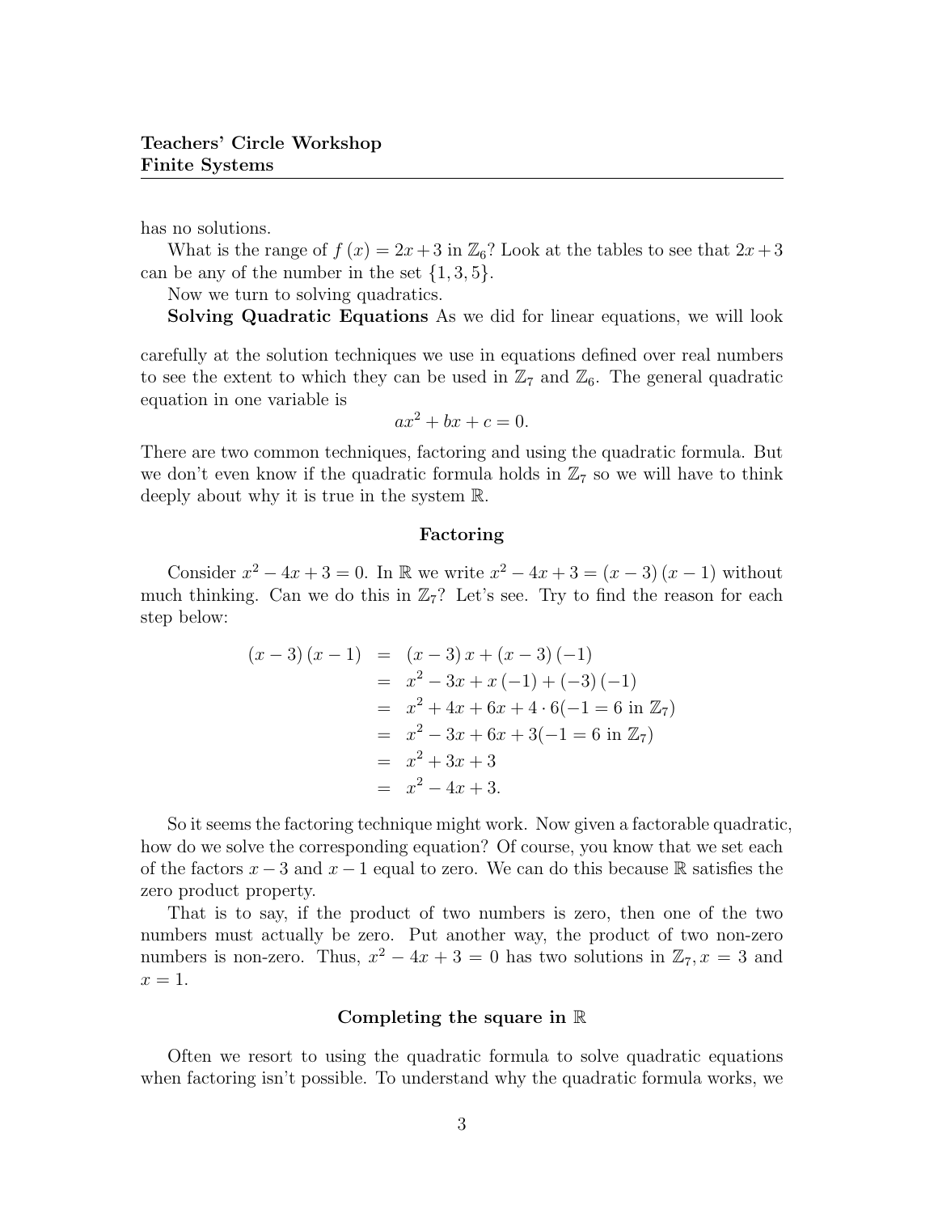has no solutions.

What is the range of $f(x) = 2x + 3$ in $\mathbb{Z}_6$? Look at the tables to see that $2x + 3$ can be any of the number in the set $\{1, 3, 5\}$.

Now we turn to solving quadratics.

**Solving Quadratic Equations** As we did for linear equations, we will look

carefully at the solution techniques we use in equations defined over real numbers to see the extent to which they can be used in $\mathbb{Z}_7$ and $\mathbb{Z}_6$. The general quadratic equation in one variable is

$$ax^2 + bx + c = 0.$$

There are two common techniques, factoring and using the quadratic formula. But we don't even know if the quadratic formula holds in $\mathbb{Z}_7$ so we will have to think deeply about why it is true in the system $\mathbb{R}$.

### Factoring

Consider $x^2 - 4x + 3 = 0$. In $\mathbb{R}$ we write $x^2 - 4x + 3 = (x - 3)(x - 1)$ without much thinking. Can we do this in $\mathbb{Z}_7$? Let's see. Try to find the reason for each step below:

$$\begin{aligned}
(x-3)(x-1) &= (x-3)x + (x-3)(-1) \\
&= x^2 - 3x + x(-1) + (-3)(-1) \\
&= x^2 + 4x + 6x + 4 \cdot 6 (-1 = 6 \text{ in } \mathbb{Z}_7) \\
&= x^2 - 3x + 6x + 3 (-1 = 6 \text{ in } \mathbb{Z}_7) \\
&= x^2 + 3x + 3 \\
&= x^2 - 4x + 3.
\end{aligned}$$

So it seems the factoring technique might work. Now given a factorable quadratic, how do we solve the corresponding equation? Of course, you know that we set each of the factors $x - 3$ and $x - 1$ equal to zero. We can do this because $\mathbb{R}$ satisfies the zero product property.

That is to say, if the product of two numbers is zero, then one of the two numbers must actually be zero. Put another way, the product of two non-zero numbers is non-zero. Thus, $x^2 - 4x + 3 = 0$ has two solutions in $\mathbb{Z}_7, x = 3$ and $x = 1$.

### Completing the square in $\mathbb{R}$

Often we resort to using the quadratic formula to solve quadratic equations when factoring isn't possible. To understand why the quadratic formula works, we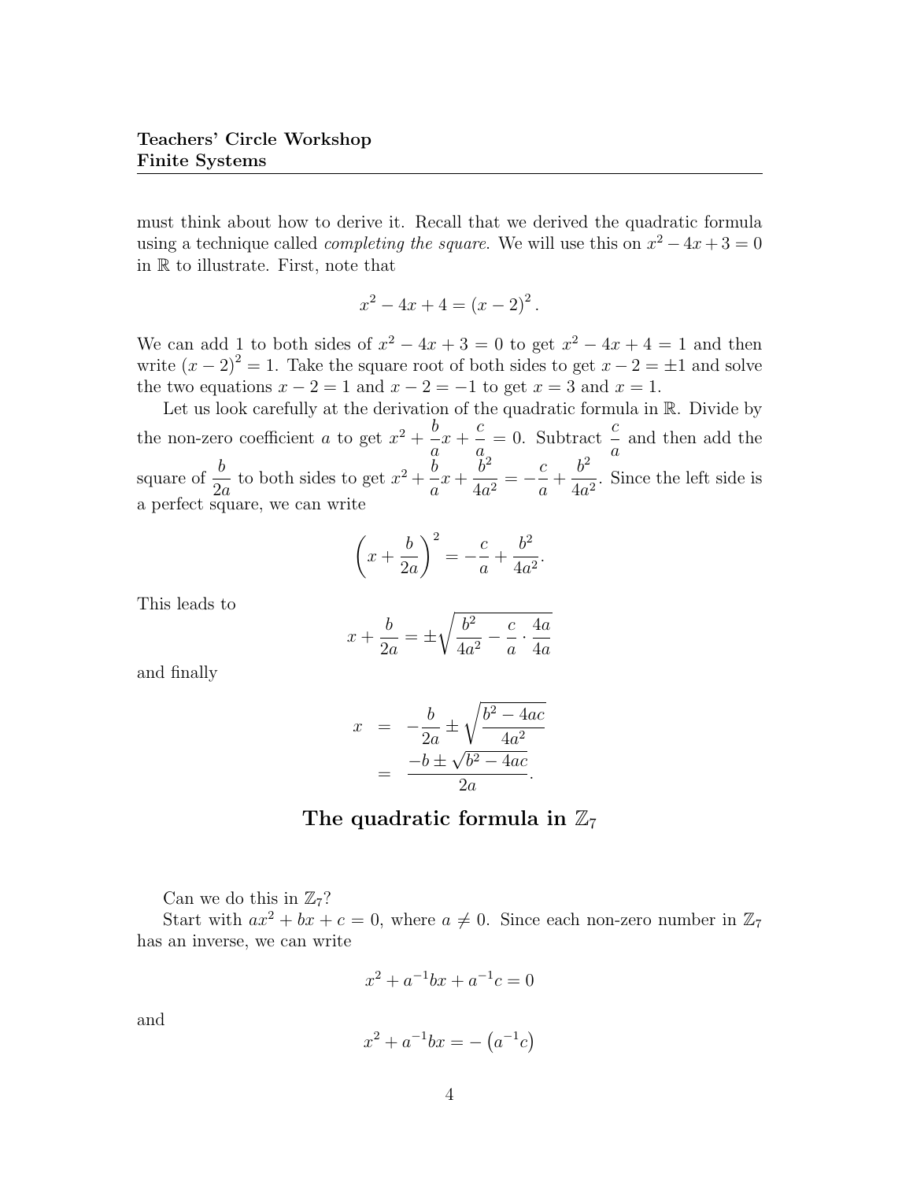must think about how to derive it. Recall that we derived the quadratic formula using a technique called *completing the square*. We will use this on $x^2 - 4x + 3 = 0$ in $\mathbb{R}$ to illustrate. First, note that

$$x^2 - 4x + 4 = (x-2)^2.$$

We can add 1 to both sides of $x^2 - 4x + 3 = 0$ to get $x^2 - 4x + 4 = 1$ and then write $(x-2)^2 = 1$. Take the square root of both sides to get $x - 2 = \pm 1$ and solve the two equations $x - 2 = 1$ and $x - 2 = -1$ to get $x = 3$ and $x = 1$.

Let us look carefully at the derivation of the quadratic formula in $\mathbb{R}$. Divide by the non-zero coefficient $a$ to get $x^2 + \dfrac{b}{a}x + \dfrac{c}{a} = 0$. Subtract $\dfrac{c}{a}$ and then add the square of $\dfrac{b}{2a}$ to both sides to get $x^2 + \dfrac{b}{a}x + \dfrac{b^2}{4a^2} = -\dfrac{c}{a} + \dfrac{b^2}{4a^2}$. Since the left side is a perfect square, we can write

$$\left(x + \frac{b}{2a}\right)^2 = -\frac{c}{a} + \frac{b^2}{4a^2}.$$

This leads to

$$x + \frac{b}{2a} = \pm\sqrt{\frac{b^2}{4a^2} - \frac{c}{a} \cdot \frac{4a}{4a}}$$

and finally

$$\begin{aligned} x &= -\frac{b}{2a} \pm \sqrt{\frac{b^2 - 4ac}{4a^2}} \\ &= \frac{-b \pm \sqrt{b^2 - 4ac}}{2a}. \end{aligned}$$

## The quadratic formula in $\mathbb{Z}_7$

Can we do this in $\mathbb{Z}_7$?

Start with $ax^2 + bx + c = 0$, where $a \neq 0$. Since each non-zero number in $\mathbb{Z}_7$ has an inverse, we can write

$$x^2 + a^{-1}bx + a^{-1}c = 0$$

and

$$x^2 + a^{-1}bx = -\left(a^{-1}c\right)$$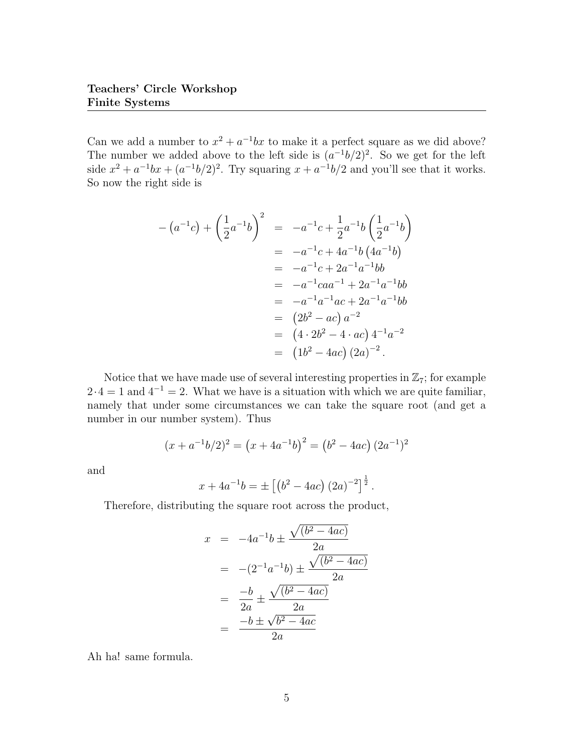Can we add a number to $x^2 + a^{-1}bx$ to make it a perfect square as we did above? The number we added above to the left side is $(a^{-1}b/2)^2$. So we get for the left side $x^2 + a^{-1}bx + (a^{-1}b/2)^2$. Try squaring $x + a^{-1}b/2$ and you'll see that it works. So now the right side is

$$
\begin{aligned}
-\left(a^{-1}c\right) + \left(\frac{1}{2}a^{-1}b\right)^2 &= -a^{-1}c + \frac{1}{2}a^{-1}b\left(\frac{1}{2}a^{-1}b\right) \\
&= -a^{-1}c + 4a^{-1}b\left(4a^{-1}b\right) \\
&= -a^{-1}c + 2a^{-1}a^{-1}bb \\
&= -a^{-1}caa^{-1} + 2a^{-1}a^{-1}bb \\
&= -a^{-1}a^{-1}ac + 2a^{-1}a^{-1}bb \\
&= \left(2b^2 - ac\right)a^{-2} \\
&= \left(4 \cdot 2b^2 - 4 \cdot ac\right)4^{-1}a^{-2} \\
&= \left(1b^2 - 4ac\right)(2a)^{-2}.
\end{aligned}
$$

Notice that we have made use of several interesting properties in $\mathbb{Z}_7$; for example $2 \cdot 4 = 1$ and $4^{-1} = 2$. What we have is a situation with which we are quite familiar, namely that under some circumstances we can take the square root (and get a number in our number system). Thus

$$
(x + a^{-1}b/2)^2 = \left(x + 4a^{-1}b\right)^2 = \left(b^2 - 4ac\right)\left(2a^{-1}\right)^2
$$

and

$$
x + 4a^{-1}b = \pm\left[\left(b^2 - 4ac\right)(2a)^{-2}\right]^{\frac{1}{2}}.
$$

Therefore, distributing the square root across the product,

$$
\begin{aligned}
x &= -4a^{-1}b \pm \frac{\sqrt{(b^2 - 4ac)}}{2a} \\
&= -(2^{-1}a^{-1}b) \pm \frac{\sqrt{(b^2 - 4ac)}}{2a} \\
&= \frac{-b}{2a} \pm \frac{\sqrt{(b^2 - 4ac)}}{2a} \\
&= \frac{-b \pm \sqrt{b^2 - 4ac}}{2a}
\end{aligned}
$$

Ah ha! same formula.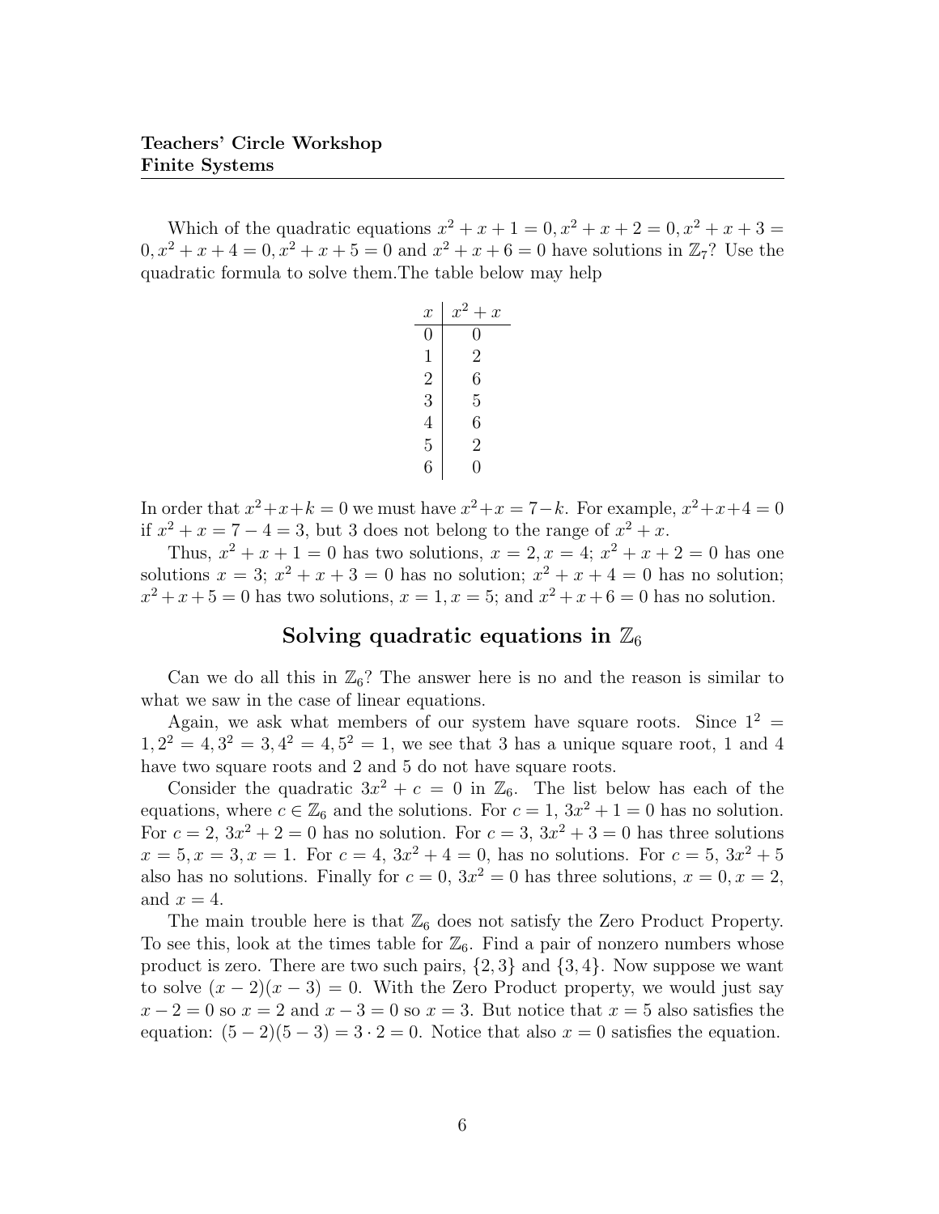Which of the quadratic equations $x^2 + x + 1 = 0, x^2 + x + 2 = 0, x^2 + x + 3 = 0, x^2 + x + 4 = 0, x^2 + x + 5 = 0$ and $x^2 + x + 6 = 0$ have solutions in $\mathbb{Z}_7$? Use the quadratic formula to solve them.The table below may help

| $x$ | $x^2 + x$ |
|---|---|
| 0 | 0 |
| 1 | 2 |
| 2 | 6 |
| 3 | 5 |
| 4 | 6 |
| 5 | 2 |
| 6 | 0 |

In order that $x^2+x+k = 0$ we must have $x^2+x = 7-k$. For example, $x^2+x+4 = 0$ if $x^2 + x = 7 - 4 = 3$, but 3 does not belong to the range of $x^2 + x$.

Thus, $x^2 + x + 1 = 0$ has two solutions, $x = 2, x = 4$; $x^2 + x + 2 = 0$ has one solutions $x = 3$; $x^2 + x + 3 = 0$ has no solution; $x^2 + x + 4 = 0$ has no solution; $x^2 + x + 5 = 0$ has two solutions, $x = 1, x = 5$; and $x^2 + x + 6 = 0$ has no solution.

## Solving quadratic equations in $\mathbb{Z}_6$

Can we do all this in $\mathbb{Z}_6$? The answer here is no and the reason is similar to what we saw in the case of linear equations.

Again, we ask what members of our system have square roots. Since $1^2 = 1, 2^2 = 4, 3^2 = 3, 4^2 = 4, 5^2 = 1$, we see that 3 has a unique square root, 1 and 4 have two square roots and 2 and 5 do not have square roots.

Consider the quadratic $3x^2 + c = 0$ in $\mathbb{Z}_6$. The list below has each of the equations, where $c \in \mathbb{Z}_6$ and the solutions. For $c = 1$, $3x^2 + 1 = 0$ has no solution. For $c = 2$, $3x^2 + 2 = 0$ has no solution. For $c = 3$, $3x^2 + 3 = 0$ has three solutions $x = 5, x = 3, x = 1$. For $c = 4$, $3x^2 + 4 = 0$, has no solutions. For $c = 5$, $3x^2 + 5$ also has no solutions. Finally for $c = 0$, $3x^2 = 0$ has three solutions, $x = 0, x = 2$, and $x = 4$.

The main trouble here is that $\mathbb{Z}_6$ does not satisfy the Zero Product Property. To see this, look at the times table for $\mathbb{Z}_6$. Find a pair of nonzero numbers whose product is zero. There are two such pairs, $\{2, 3\}$ and $\{3, 4\}$. Now suppose we want to solve $(x - 2)(x - 3) = 0$. With the Zero Product property, we would just say $x - 2 = 0$ so $x = 2$ and $x - 3 = 0$ so $x = 3$. But notice that $x = 5$ also satisfies the equation: $(5 - 2)(5 - 3) = 3 \cdot 2 = 0$. Notice that also $x = 0$ satisfies the equation.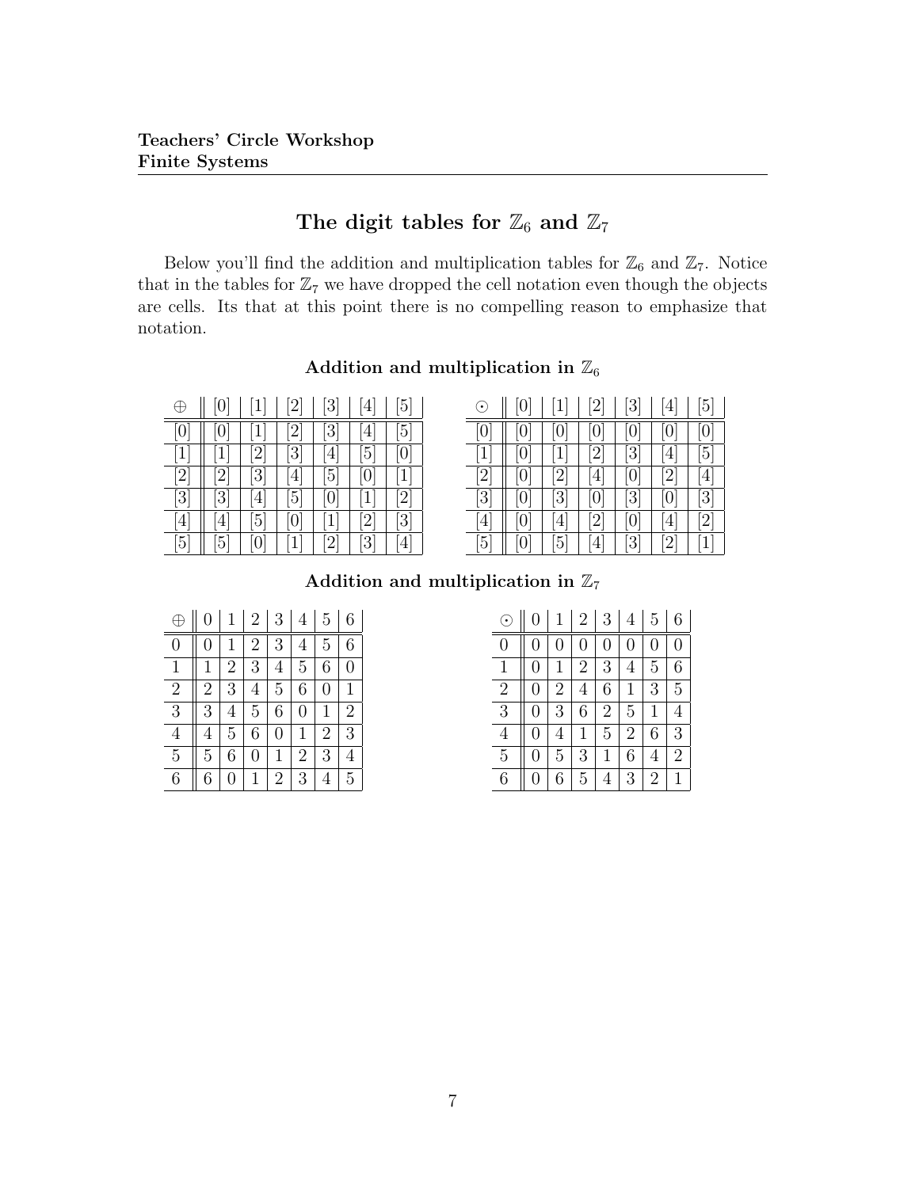## The digit tables for $\mathbb{Z}_6$ and $\mathbb{Z}_7$

Below you'll find the addition and multiplication tables for $\mathbb{Z}_6$ and $\mathbb{Z}_7$. Notice that in the tables for $\mathbb{Z}_7$ we have dropped the cell notation even though the objects are cells. Its that at this point there is no compelling reason to emphasize that notation.

### Addition and multiplication in $\mathbb{Z}_6$

| $\oplus$ | [0] | [1] | [2] | [3] | [4] | [5] |
|---|---|---|---|---|---|---|
| [0] | [0] | [1] | [2] | [3] | [4] | [5] |
| [1] | [1] | [2] | [3] | [4] | [5] | [0] |
| [2] | [2] | [3] | [4] | [5] | [0] | [1] |
| [3] | [3] | [4] | [5] | [0] | [1] | [2] |
| [4] | [4] | [5] | [0] | [1] | [2] | [3] |
| [5] | [5] | [0] | [1] | [2] | [3] | [4] |

| $\odot$ | [0] | [1] | [2] | [3] | [4] | [5] |
|---|---|---|---|---|---|---|
| [0] | [0] | [0] | [0] | [0] | [0] | [0] |
| [1] | [0] | [1] | [2] | [3] | [4] | [5] |
| [2] | [0] | [2] | [4] | [0] | [2] | [4] |
| [3] | [0] | [3] | [0] | [3] | [0] | [3] |
| [4] | [0] | [4] | [2] | [0] | [4] | [2] |
| [5] | [0] | [5] | [4] | [3] | [2] | [1] |

### Addition and multiplication in $\mathbb{Z}_7$

| $\oplus$ | 0 | 1 | 2 | 3 | 4 | 5 | 6 |
|---|---|---|---|---|---|---|---|
| 0 | 0 | 1 | 2 | 3 | 4 | 5 | 6 |
| 1 | 1 | 2 | 3 | 4 | 5 | 6 | 0 |
| 2 | 2 | 3 | 4 | 5 | 6 | 0 | 1 |
| 3 | 3 | 4 | 5 | 6 | 0 | 1 | 2 |
| 4 | 4 | 5 | 6 | 0 | 1 | 2 | 3 |
| 5 | 5 | 6 | 0 | 1 | 2 | 3 | 4 |
| 6 | 6 | 0 | 1 | 2 | 3 | 4 | 5 |

| $\odot$ | 0 | 1 | 2 | 3 | 4 | 5 | 6 |
|---|---|---|---|---|---|---|---|
| 0 | 0 | 0 | 0 | 0 | 0 | 0 | 0 |
| 1 | 0 | 1 | 2 | 3 | 4 | 5 | 6 |
| 2 | 0 | 2 | 4 | 6 | 1 | 3 | 5 |
| 3 | 0 | 3 | 6 | 2 | 5 | 1 | 4 |
| 4 | 0 | 4 | 1 | 5 | 2 | 6 | 3 |
| 5 | 0 | 5 | 3 | 1 | 6 | 4 | 2 |
| 6 | 0 | 6 | 5 | 4 | 3 | 2 | 1 |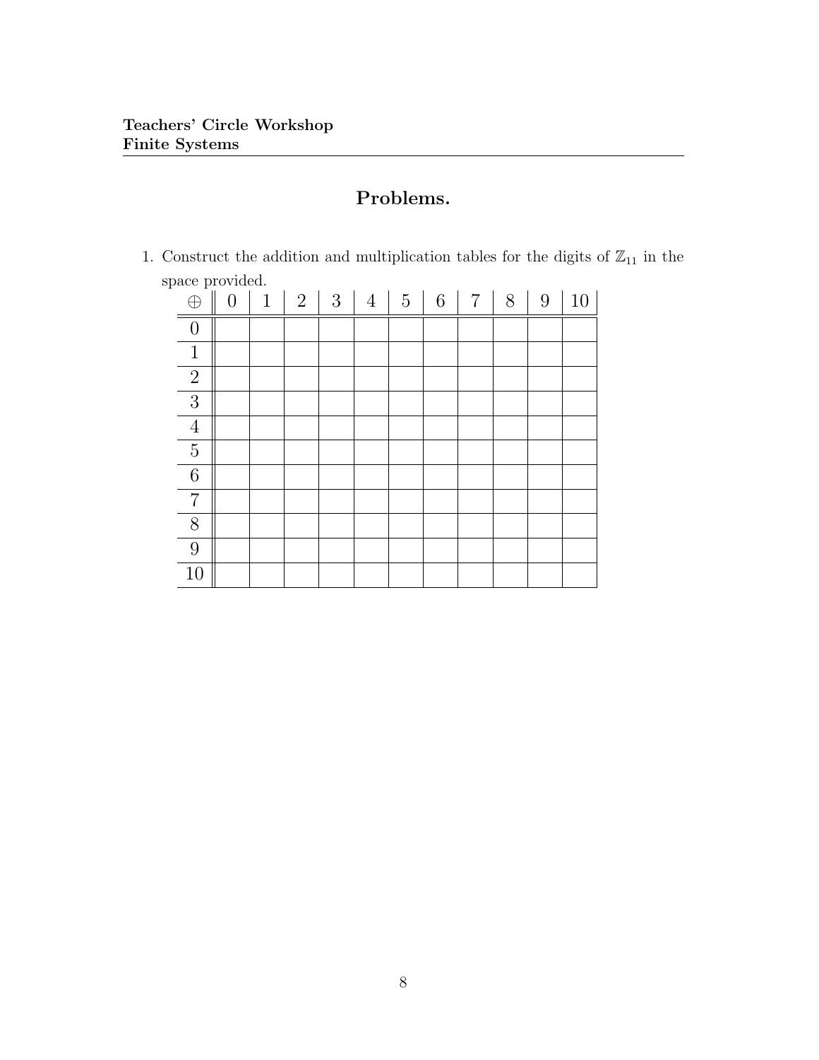## Problems.

1. Construct the addition and multiplication tables for the digits of $\mathbb{Z}_{11}$ in the space provided.

| $\oplus$ | 0 | 1 | 2 | 3 | 4 | 5 | 6 | 7 | 8 | 9 | 10 |
|---|---|---|---|---|---|---|---|---|---|---|---|
| 0 | | | | | | | | | | | |
| 1 | | | | | | | | | | | |
| 2 | | | | | | | | | | | |
| 3 | | | | | | | | | | | |
| 4 | | | | | | | | | | | |
| 5 | | | | | | | | | | | |
| 6 | | | | | | | | | | | |
| 7 | | | | | | | | | | | |
| 8 | | | | | | | | | | | |
| 9 | | | | | | | | | | | |
| 10 | | | | | | | | | | | |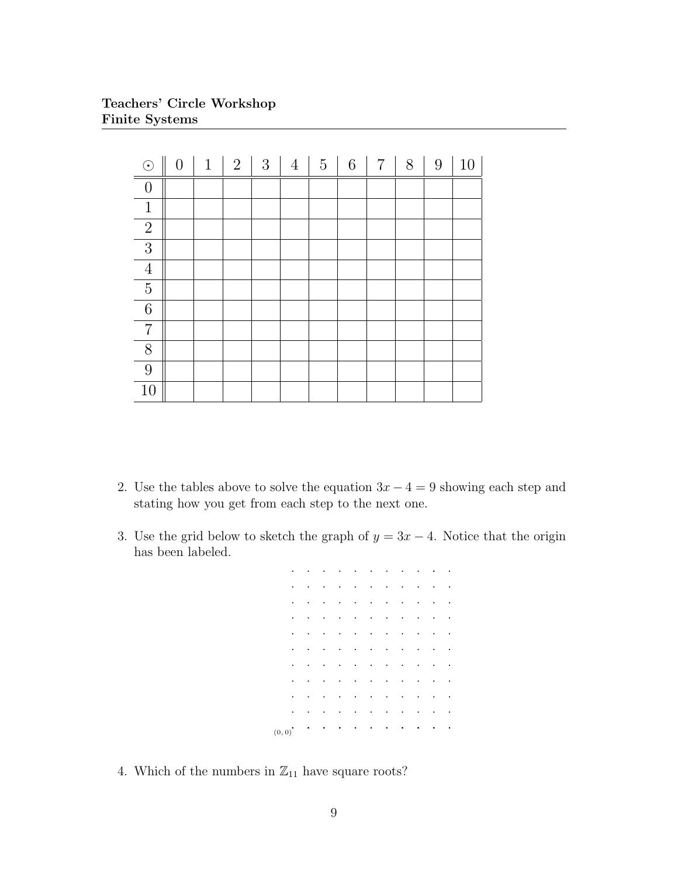**Teachers' Circle Workshop**
**Finite Systems**

| $\odot$ | 0 | 1 | 2 | 3 | 4 | 5 | 6 | 7 | 8 | 9 | 10 |
|---|---|---|---|---|---|---|---|---|---|---|---|
| 0 | | | | | | | | | | | |
| 1 | | | | | | | | | | | |
| 2 | | | | | | | | | | | |
| 3 | | | | | | | | | | | |
| 4 | | | | | | | | | | | |
| 5 | | | | | | | | | | | |
| 6 | | | | | | | | | | | |
| 7 | | | | | | | | | | | |
| 8 | | | | | | | | | | | |
| 9 | | | | | | | | | | | |
| 10 | | | | | | | | | | | |

2. Use the tables above to solve the equation $3x - 4 = 9$ showing each step and stating how you get from each step to the next one.

3. Use the grid below to sketch the graph of $y = 3x - 4$. Notice that the origin has been labeled.

```
       .  .  .  .  .  .  .  .  .  .  .
       .  .  .  .  .  .  .  .  .  .  .
       .  .  .  .  .  .  .  .  .  .  .
       .  .  .  .  .  .  .  .  .  .  .
       .  .  .  .  .  .  .  .  .  .  .
       .  .  .  .  .  .  .  .  .  .  .
       .  .  .  .  .  .  .  .  .  .  .
       .  .  .  .  .  .  .  .  .  .  .
       .  .  .  .  .  .  .  .  .  .  .
       .  .  .  .  .  .  .  .  .  .  .
(0, 0) .  .  .  .  .  .  .  .  .  .  .
```

4. Which of the numbers in $\mathbb{Z}_{11}$ have square roots?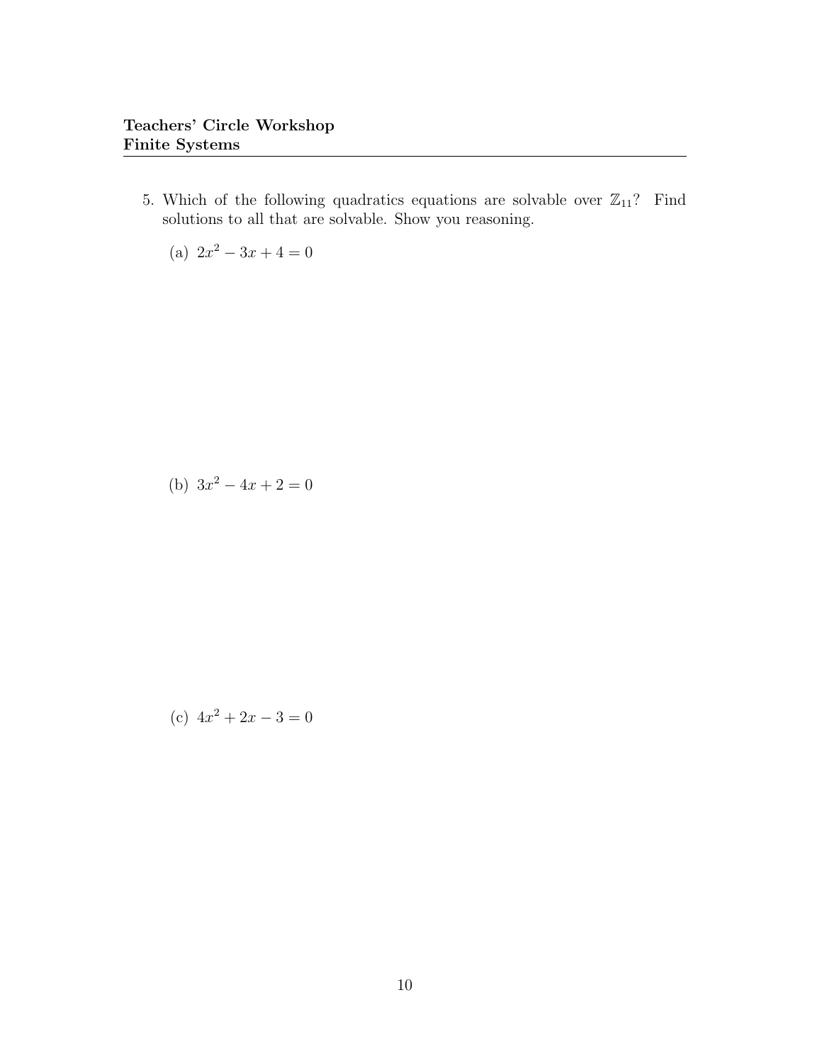**Teachers' Circle Workshop**
**Finite Systems**

5. Which of the following quadratics equations are solvable over $\mathbb{Z}_{11}$? Find solutions to all that are solvable. Show you reasoning.

   (a) $2x^2 - 3x + 4 = 0$

   (b) $3x^2 - 4x + 2 = 0$

   (c) $4x^2 + 2x - 3 = 0$